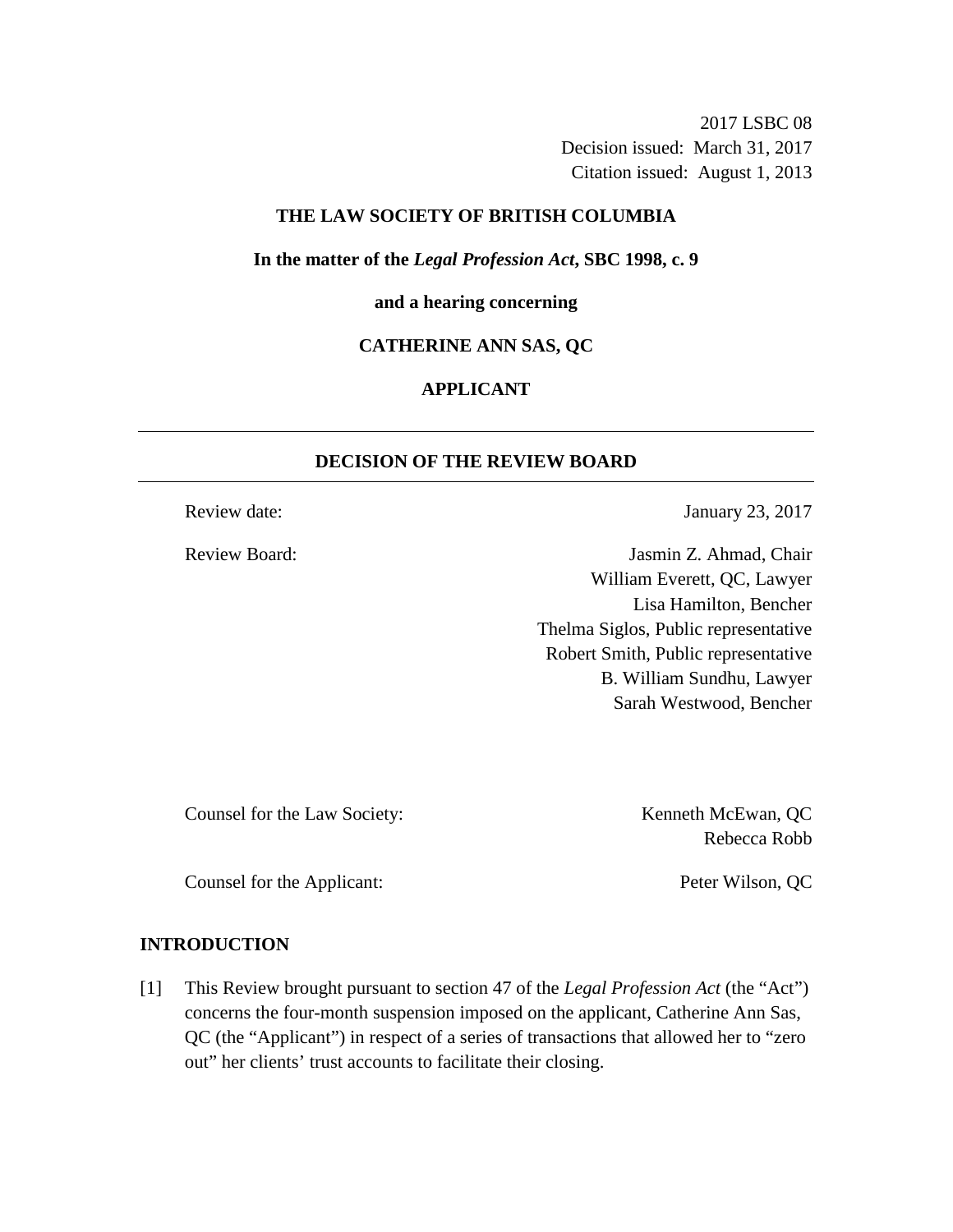2017 LSBC 08
Decision issued: March 31, 2017
Citation issued: August 1, 2013

**THE LAW SOCIETY OF BRITISH COLUMBIA**

**In the matter of the *Legal Profession Act*, SBC 1998, c. 9**

**and a hearing concerning**

**CATHERINE ANN SAS, QC**

**APPLICANT**

---

## DECISION OF THE REVIEW BOARD

---

Review date: January 23, 2017

Review Board:
Jasmin Z. Ahmad, Chair
William Everett, QC, Lawyer
Lisa Hamilton, Bencher
Thelma Siglos, Public representative
Robert Smith, Public representative
B. William Sundhu, Lawyer
Sarah Westwood, Bencher

Counsel for the Law Society: Kenneth McEwan, QC
Rebecca Robb

Counsel for the Applicant: Peter Wilson, QC

## INTRODUCTION

[1] This Review brought pursuant to section 47 of the *Legal Profession Act* (the "Act") concerns the four-month suspension imposed on the applicant, Catherine Ann Sas, QC (the "Applicant") in respect of a series of transactions that allowed her to "zero out" her clients' trust accounts to facilitate their closing.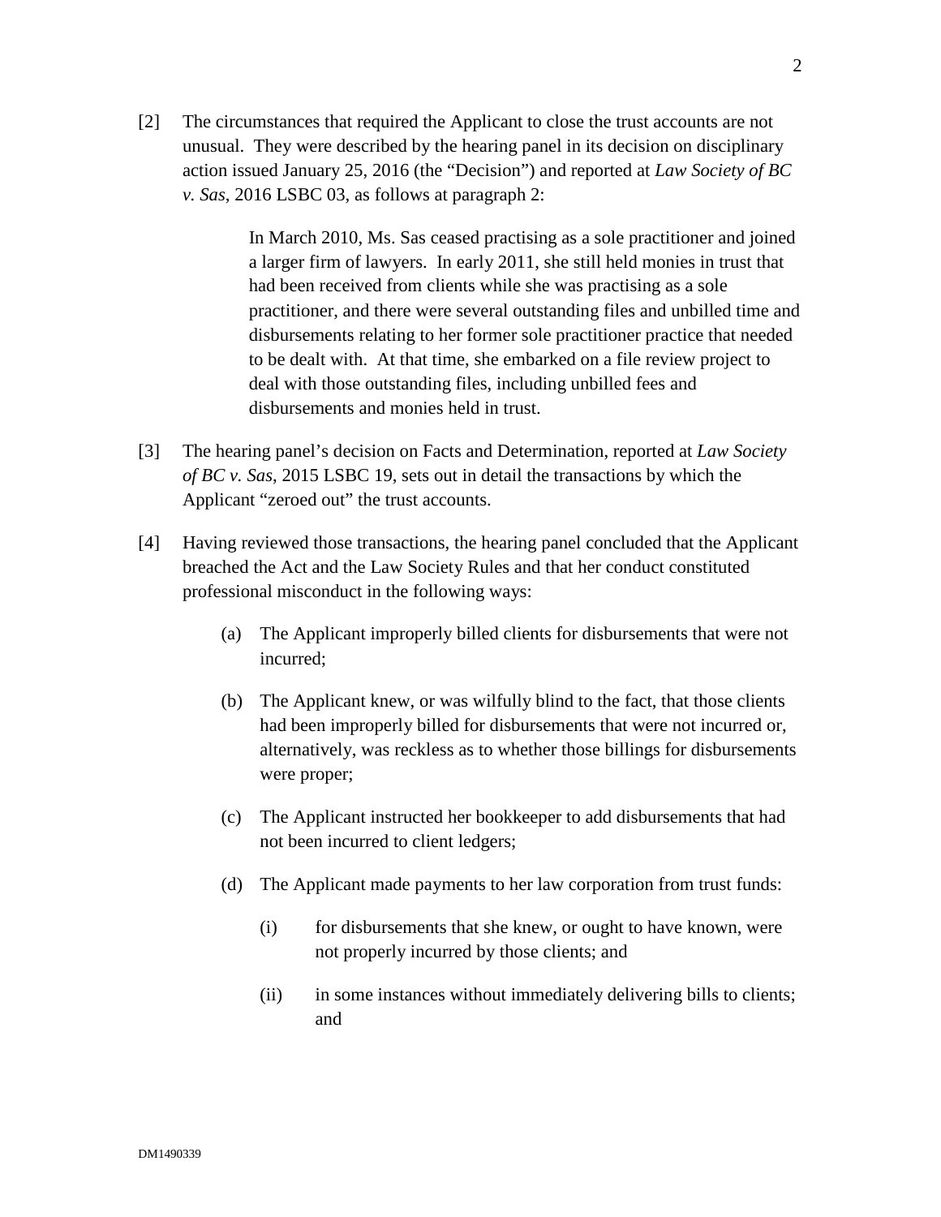[2] The circumstances that required the Applicant to close the trust accounts are not unusual. They were described by the hearing panel in its decision on disciplinary action issued January 25, 2016 (the "Decision") and reported at *Law Society of BC v. Sas*, 2016 LSBC 03, as follows at paragraph 2:

> In March 2010, Ms. Sas ceased practising as a sole practitioner and joined a larger firm of lawyers. In early 2011, she still held monies in trust that had been received from clients while she was practising as a sole practitioner, and there were several outstanding files and unbilled time and disbursements relating to her former sole practitioner practice that needed to be dealt with. At that time, she embarked on a file review project to deal with those outstanding files, including unbilled fees and disbursements and monies held in trust.

[3] The hearing panel's decision on Facts and Determination, reported at *Law Society of BC v. Sas*, 2015 LSBC 19, sets out in detail the transactions by which the Applicant "zeroed out" the trust accounts.

[4] Having reviewed those transactions, the hearing panel concluded that the Applicant breached the Act and the Law Society Rules and that her conduct constituted professional misconduct in the following ways:

(a) The Applicant improperly billed clients for disbursements that were not incurred;

(b) The Applicant knew, or was wilfully blind to the fact, that those clients had been improperly billed for disbursements that were not incurred or, alternatively, was reckless as to whether those billings for disbursements were proper;

(c) The Applicant instructed her bookkeeper to add disbursements that had not been incurred to client ledgers;

(d) The Applicant made payments to her law corporation from trust funds:

(i) for disbursements that she knew, or ought to have known, were not properly incurred by those clients; and

(ii) in some instances without immediately delivering bills to clients; and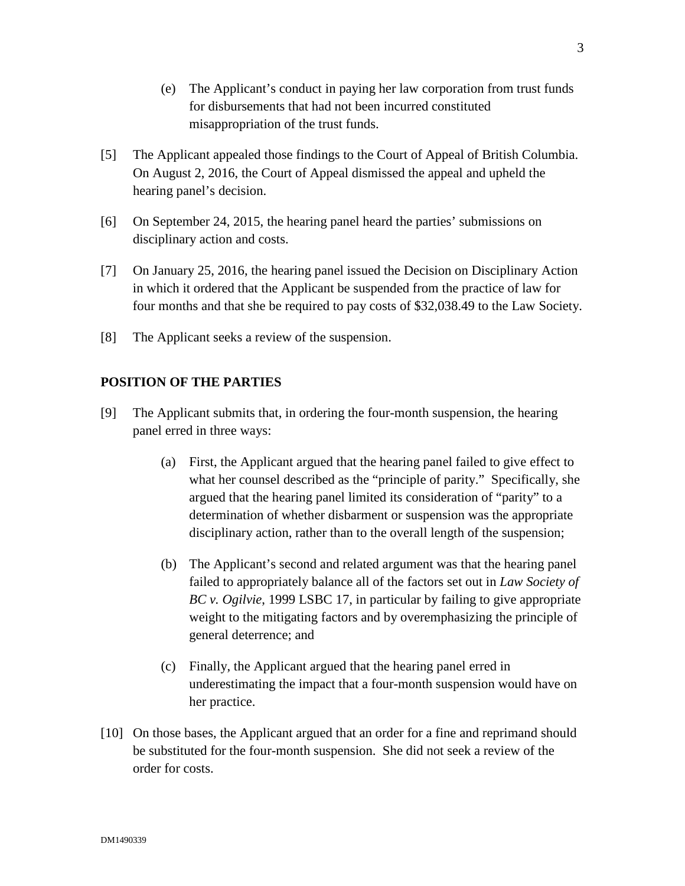(e) The Applicant's conduct in paying her law corporation from trust funds for disbursements that had not been incurred constituted misappropriation of the trust funds.

[5] The Applicant appealed those findings to the Court of Appeal of British Columbia. On August 2, 2016, the Court of Appeal dismissed the appeal and upheld the hearing panel's decision.

[6] On September 24, 2015, the hearing panel heard the parties' submissions on disciplinary action and costs.

[7] On January 25, 2016, the hearing panel issued the Decision on Disciplinary Action in which it ordered that the Applicant be suspended from the practice of law for four months and that she be required to pay costs of $32,038.49 to the Law Society.

[8] The Applicant seeks a review of the suspension.

## POSITION OF THE PARTIES

[9] The Applicant submits that, in ordering the four-month suspension, the hearing panel erred in three ways:

(a) First, the Applicant argued that the hearing panel failed to give effect to what her counsel described as the "principle of parity." Specifically, she argued that the hearing panel limited its consideration of "parity" to a determination of whether disbarment or suspension was the appropriate disciplinary action, rather than to the overall length of the suspension;

(b) The Applicant's second and related argument was that the hearing panel failed to appropriately balance all of the factors set out in *Law Society of BC v. Ogilvie*, 1999 LSBC 17, in particular by failing to give appropriate weight to the mitigating factors and by overemphasizing the principle of general deterrence; and

(c) Finally, the Applicant argued that the hearing panel erred in underestimating the impact that a four-month suspension would have on her practice.

[10] On those bases, the Applicant argued that an order for a fine and reprimand should be substituted for the four-month suspension. She did not seek a review of the order for costs.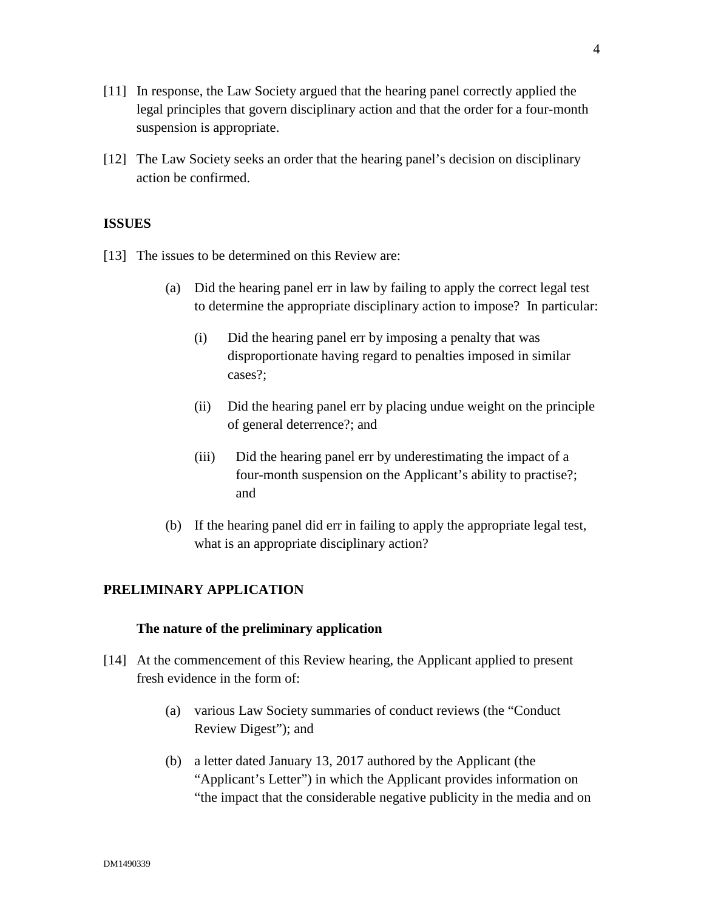[11] In response, the Law Society argued that the hearing panel correctly applied the legal principles that govern disciplinary action and that the order for a four-month suspension is appropriate.

[12] The Law Society seeks an order that the hearing panel's decision on disciplinary action be confirmed.

## ISSUES

[13] The issues to be determined on this Review are:

(a) Did the hearing panel err in law by failing to apply the correct legal test to determine the appropriate disciplinary action to impose? In particular:

(i) Did the hearing panel err by imposing a penalty that was disproportionate having regard to penalties imposed in similar cases?;

(ii) Did the hearing panel err by placing undue weight on the principle of general deterrence?; and

(iii) Did the hearing panel err by underestimating the impact of a four-month suspension on the Applicant's ability to practise?; and

(b) If the hearing panel did err in failing to apply the appropriate legal test, what is an appropriate disciplinary action?

## PRELIMINARY APPLICATION

### The nature of the preliminary application

[14] At the commencement of this Review hearing, the Applicant applied to present fresh evidence in the form of:

(a) various Law Society summaries of conduct reviews (the "Conduct Review Digest"); and

(b) a letter dated January 13, 2017 authored by the Applicant (the "Applicant's Letter") in which the Applicant provides information on "the impact that the considerable negative publicity in the media and on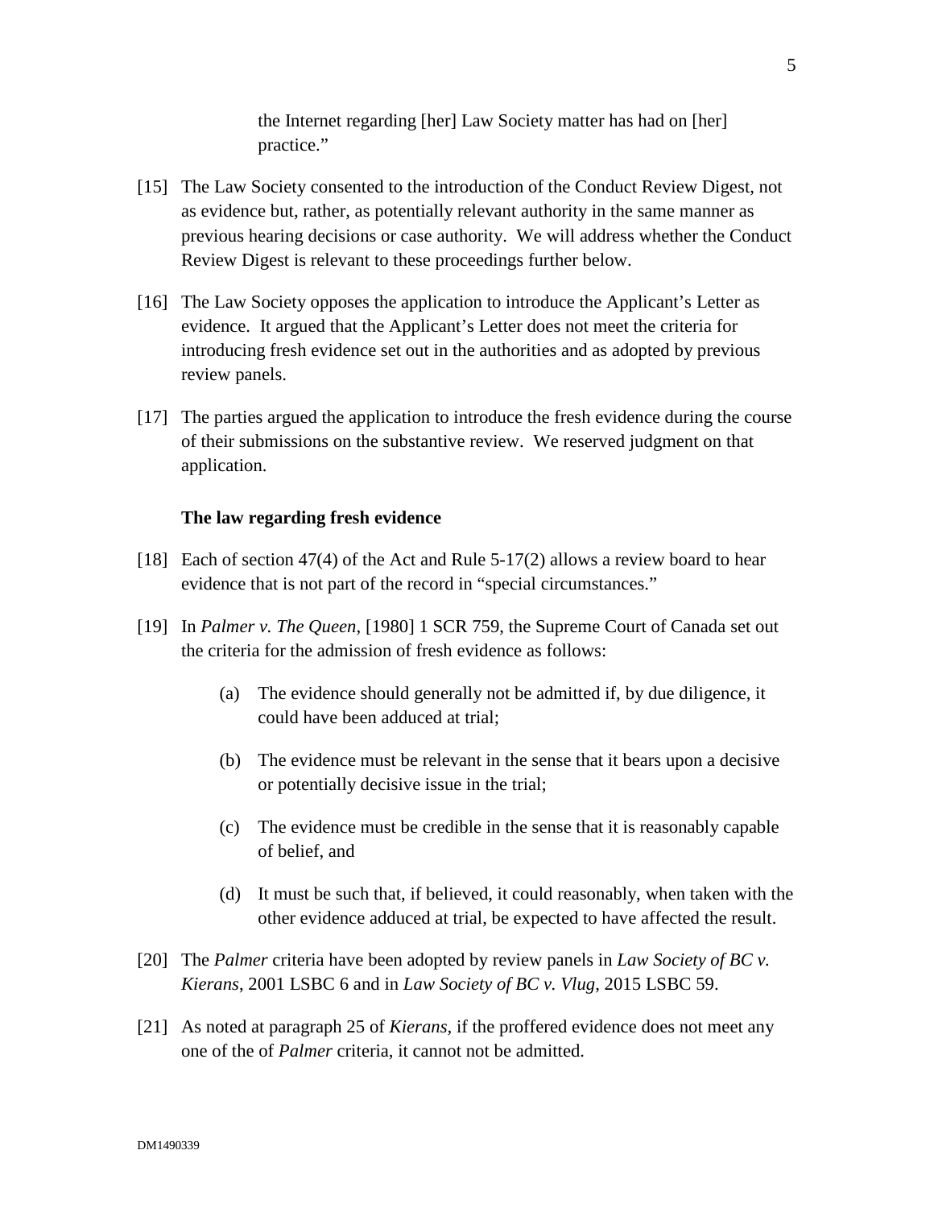the Internet regarding [her] Law Society matter has had on [her] practice."

[15] The Law Society consented to the introduction of the Conduct Review Digest, not as evidence but, rather, as potentially relevant authority in the same manner as previous hearing decisions or case authority. We will address whether the Conduct Review Digest is relevant to these proceedings further below.

[16] The Law Society opposes the application to introduce the Applicant's Letter as evidence. It argued that the Applicant's Letter does not meet the criteria for introducing fresh evidence set out in the authorities and as adopted by previous review panels.

[17] The parties argued the application to introduce the fresh evidence during the course of their submissions on the substantive review. We reserved judgment on that application.

**The law regarding fresh evidence**

[18] Each of section 47(4) of the Act and Rule 5-17(2) allows a review board to hear evidence that is not part of the record in "special circumstances."

[19] In *Palmer v. The Queen*, [1980] 1 SCR 759, the Supreme Court of Canada set out the criteria for the admission of fresh evidence as follows:

(a) The evidence should generally not be admitted if, by due diligence, it could have been adduced at trial;

(b) The evidence must be relevant in the sense that it bears upon a decisive or potentially decisive issue in the trial;

(c) The evidence must be credible in the sense that it is reasonably capable of belief, and

(d) It must be such that, if believed, it could reasonably, when taken with the other evidence adduced at trial, be expected to have affected the result.

[20] The *Palmer* criteria have been adopted by review panels in *Law Society of BC v. Kierans*, 2001 LSBC 6 and in *Law Society of BC v. Vlug*, 2015 LSBC 59.

[21] As noted at paragraph 25 of *Kierans*, if the proffered evidence does not meet any one of the of *Palmer* criteria, it cannot not be admitted.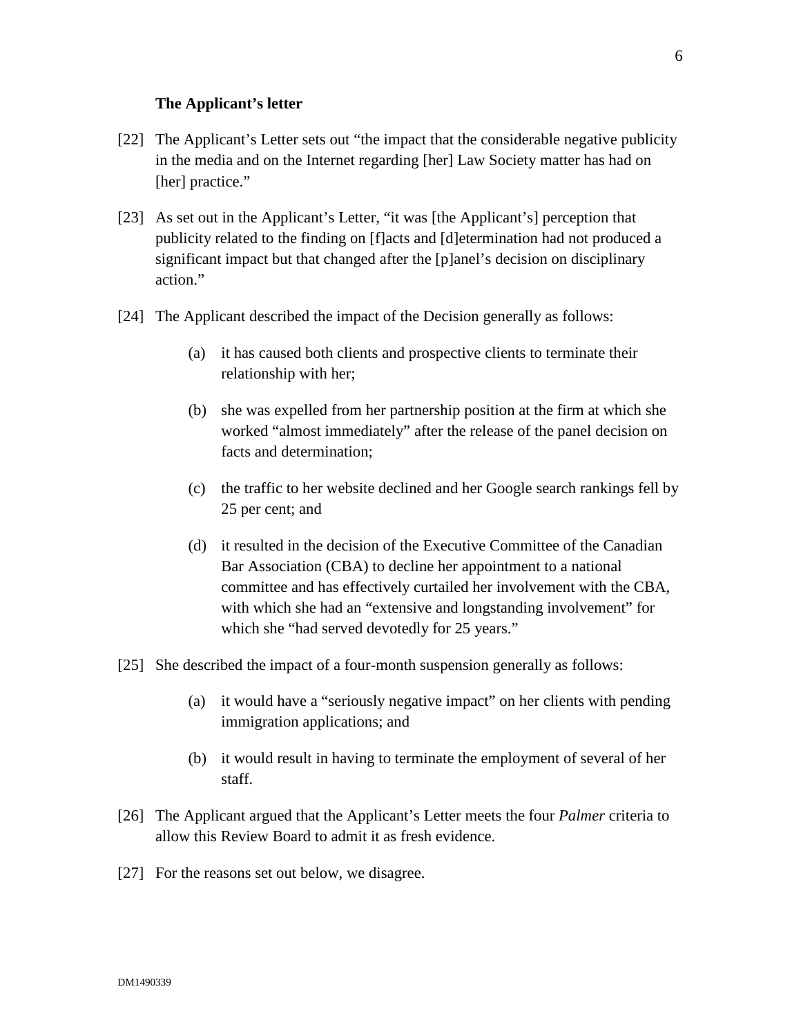**The Applicant's letter**

[22] The Applicant's Letter sets out "the impact that the considerable negative publicity in the media and on the Internet regarding [her] Law Society matter has had on [her] practice."

[23] As set out in the Applicant's Letter, "it was [the Applicant's] perception that publicity related to the finding on [f]acts and [d]etermination had not produced a significant impact but that changed after the [p]anel's decision on disciplinary action."

[24] The Applicant described the impact of the Decision generally as follows:

(a) it has caused both clients and prospective clients to terminate their relationship with her;

(b) she was expelled from her partnership position at the firm at which she worked "almost immediately" after the release of the panel decision on facts and determination;

(c) the traffic to her website declined and her Google search rankings fell by 25 per cent; and

(d) it resulted in the decision of the Executive Committee of the Canadian Bar Association (CBA) to decline her appointment to a national committee and has effectively curtailed her involvement with the CBA, with which she had an "extensive and longstanding involvement" for which she "had served devotedly for 25 years."

[25] She described the impact of a four-month suspension generally as follows:

(a) it would have a "seriously negative impact" on her clients with pending immigration applications; and

(b) it would result in having to terminate the employment of several of her staff.

[26] The Applicant argued that the Applicant's Letter meets the four *Palmer* criteria to allow this Review Board to admit it as fresh evidence.

[27] For the reasons set out below, we disagree.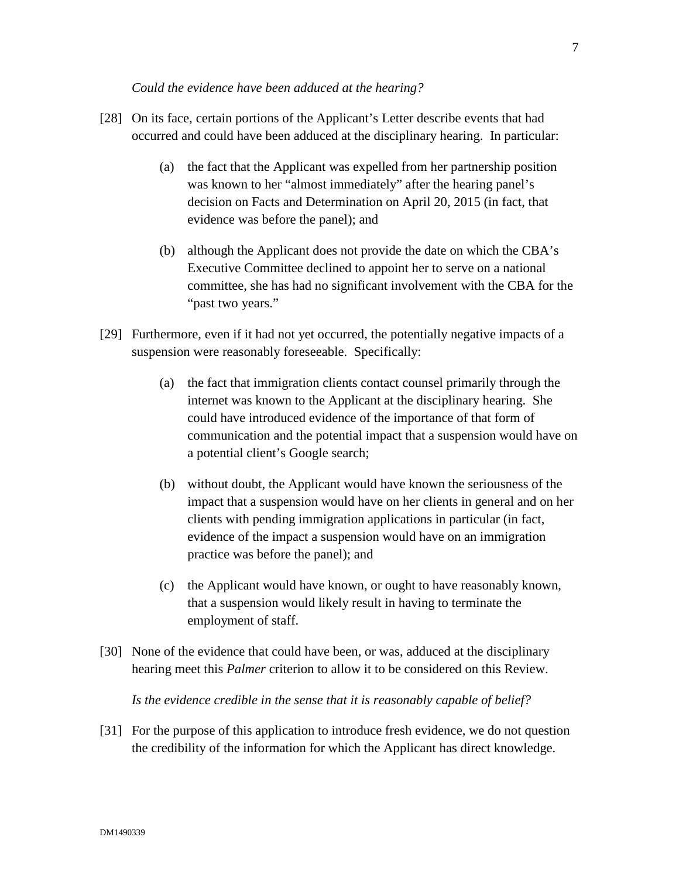*Could the evidence have been adduced at the hearing?*

[28] On its face, certain portions of the Applicant's Letter describe events that had occurred and could have been adduced at the disciplinary hearing. In particular:

(a) the fact that the Applicant was expelled from her partnership position was known to her "almost immediately" after the hearing panel's decision on Facts and Determination on April 20, 2015 (in fact, that evidence was before the panel); and

(b) although the Applicant does not provide the date on which the CBA's Executive Committee declined to appoint her to serve on a national committee, she has had no significant involvement with the CBA for the "past two years."

[29] Furthermore, even if it had not yet occurred, the potentially negative impacts of a suspension were reasonably foreseeable. Specifically:

(a) the fact that immigration clients contact counsel primarily through the internet was known to the Applicant at the disciplinary hearing. She could have introduced evidence of the importance of that form of communication and the potential impact that a suspension would have on a potential client's Google search;

(b) without doubt, the Applicant would have known the seriousness of the impact that a suspension would have on her clients in general and on her clients with pending immigration applications in particular (in fact, evidence of the impact a suspension would have on an immigration practice was before the panel); and

(c) the Applicant would have known, or ought to have reasonably known, that a suspension would likely result in having to terminate the employment of staff.

[30] None of the evidence that could have been, or was, adduced at the disciplinary hearing meet this *Palmer* criterion to allow it to be considered on this Review.

*Is the evidence credible in the sense that it is reasonably capable of belief?*

[31] For the purpose of this application to introduce fresh evidence, we do not question the credibility of the information for which the Applicant has direct knowledge.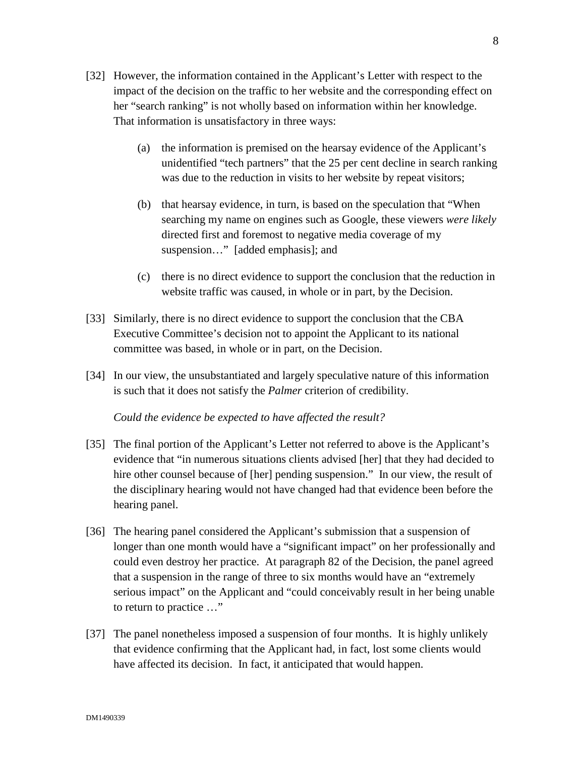[32] However, the information contained in the Applicant's Letter with respect to the impact of the decision on the traffic to her website and the corresponding effect on her "search ranking" is not wholly based on information within her knowledge. That information is unsatisfactory in three ways:

(a) the information is premised on the hearsay evidence of the Applicant's unidentified "tech partners" that the 25 per cent decline in search ranking was due to the reduction in visits to her website by repeat visitors;

(b) that hearsay evidence, in turn, is based on the speculation that "When searching my name on engines such as Google, these viewers *were likely* directed first and foremost to negative media coverage of my suspension…" [added emphasis]; and

(c) there is no direct evidence to support the conclusion that the reduction in website traffic was caused, in whole or in part, by the Decision.

[33] Similarly, there is no direct evidence to support the conclusion that the CBA Executive Committee's decision not to appoint the Applicant to its national committee was based, in whole or in part, on the Decision.

[34] In our view, the unsubstantiated and largely speculative nature of this information is such that it does not satisfy the *Palmer* criterion of credibility.

*Could the evidence be expected to have affected the result?*

[35] The final portion of the Applicant's Letter not referred to above is the Applicant's evidence that "in numerous situations clients advised [her] that they had decided to hire other counsel because of [her] pending suspension." In our view, the result of the disciplinary hearing would not have changed had that evidence been before the hearing panel.

[36] The hearing panel considered the Applicant's submission that a suspension of longer than one month would have a "significant impact" on her professionally and could even destroy her practice. At paragraph 82 of the Decision, the panel agreed that a suspension in the range of three to six months would have an "extremely serious impact" on the Applicant and "could conceivably result in her being unable to return to practice …"

[37] The panel nonetheless imposed a suspension of four months. It is highly unlikely that evidence confirming that the Applicant had, in fact, lost some clients would have affected its decision. In fact, it anticipated that would happen.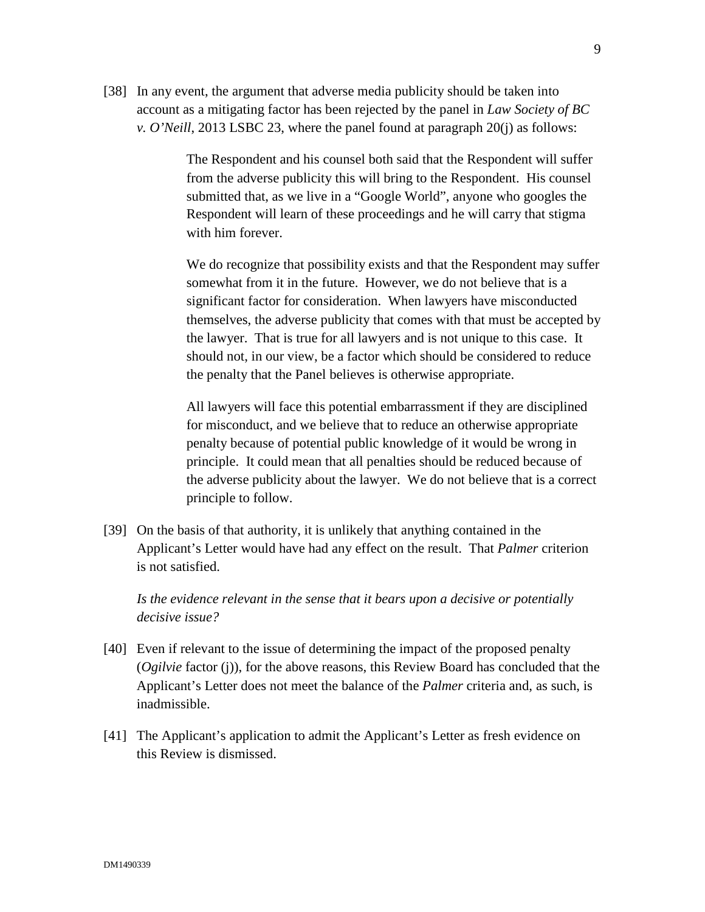[38] In any event, the argument that adverse media publicity should be taken into account as a mitigating factor has been rejected by the panel in *Law Society of BC v. O'Neill*, 2013 LSBC 23, where the panel found at paragraph 20(j) as follows:

> The Respondent and his counsel both said that the Respondent will suffer from the adverse publicity this will bring to the Respondent. His counsel submitted that, as we live in a "Google World", anyone who googles the Respondent will learn of these proceedings and he will carry that stigma with him forever.
>
> We do recognize that possibility exists and that the Respondent may suffer somewhat from it in the future. However, we do not believe that is a significant factor for consideration. When lawyers have misconducted themselves, the adverse publicity that comes with that must be accepted by the lawyer. That is true for all lawyers and is not unique to this case. It should not, in our view, be a factor which should be considered to reduce the penalty that the Panel believes is otherwise appropriate.
>
> All lawyers will face this potential embarrassment if they are disciplined for misconduct, and we believe that to reduce an otherwise appropriate penalty because of potential public knowledge of it would be wrong in principle. It could mean that all penalties should be reduced because of the adverse publicity about the lawyer. We do not believe that is a correct principle to follow.

[39] On the basis of that authority, it is unlikely that anything contained in the Applicant's Letter would have had any effect on the result. That *Palmer* criterion is not satisfied.

*Is the evidence relevant in the sense that it bears upon a decisive or potentially decisive issue?*

[40] Even if relevant to the issue of determining the impact of the proposed penalty (*Ogilvie* factor (j)), for the above reasons, this Review Board has concluded that the Applicant's Letter does not meet the balance of the *Palmer* criteria and, as such, is inadmissible.

[41] The Applicant's application to admit the Applicant's Letter as fresh evidence on this Review is dismissed.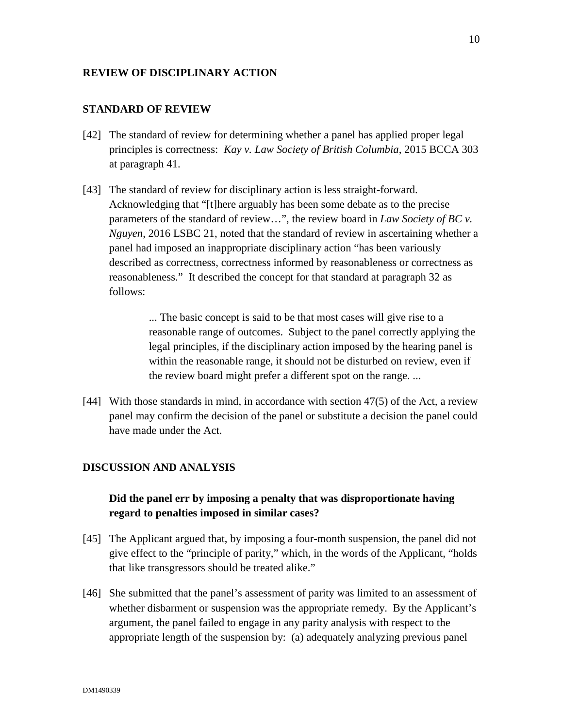## REVIEW OF DISCIPLINARY ACTION

## STANDARD OF REVIEW

[42] The standard of review for determining whether a panel has applied proper legal principles is correctness: *Kay v. Law Society of British Columbia*, 2015 BCCA 303 at paragraph 41.

[43] The standard of review for disciplinary action is less straight-forward. Acknowledging that "[t]here arguably has been some debate as to the precise parameters of the standard of review…", the review board in *Law Society of BC v. Nguyen*, 2016 LSBC 21, noted that the standard of review in ascertaining whether a panel had imposed an inappropriate disciplinary action "has been variously described as correctness, correctness informed by reasonableness or correctness as reasonableness." It described the concept for that standard at paragraph 32 as follows:

> ... The basic concept is said to be that most cases will give rise to a reasonable range of outcomes. Subject to the panel correctly applying the legal principles, if the disciplinary action imposed by the hearing panel is within the reasonable range, it should not be disturbed on review, even if the review board might prefer a different spot on the range. ...

[44] With those standards in mind, in accordance with section 47(5) of the Act, a review panel may confirm the decision of the panel or substitute a decision the panel could have made under the Act.

## DISCUSSION AND ANALYSIS

### Did the panel err by imposing a penalty that was disproportionate having regard to penalties imposed in similar cases?

[45] The Applicant argued that, by imposing a four-month suspension, the panel did not give effect to the "principle of parity," which, in the words of the Applicant, "holds that like transgressors should be treated alike."

[46] She submitted that the panel's assessment of parity was limited to an assessment of whether disbarment or suspension was the appropriate remedy. By the Applicant's argument, the panel failed to engage in any parity analysis with respect to the appropriate length of the suspension by: (a) adequately analyzing previous panel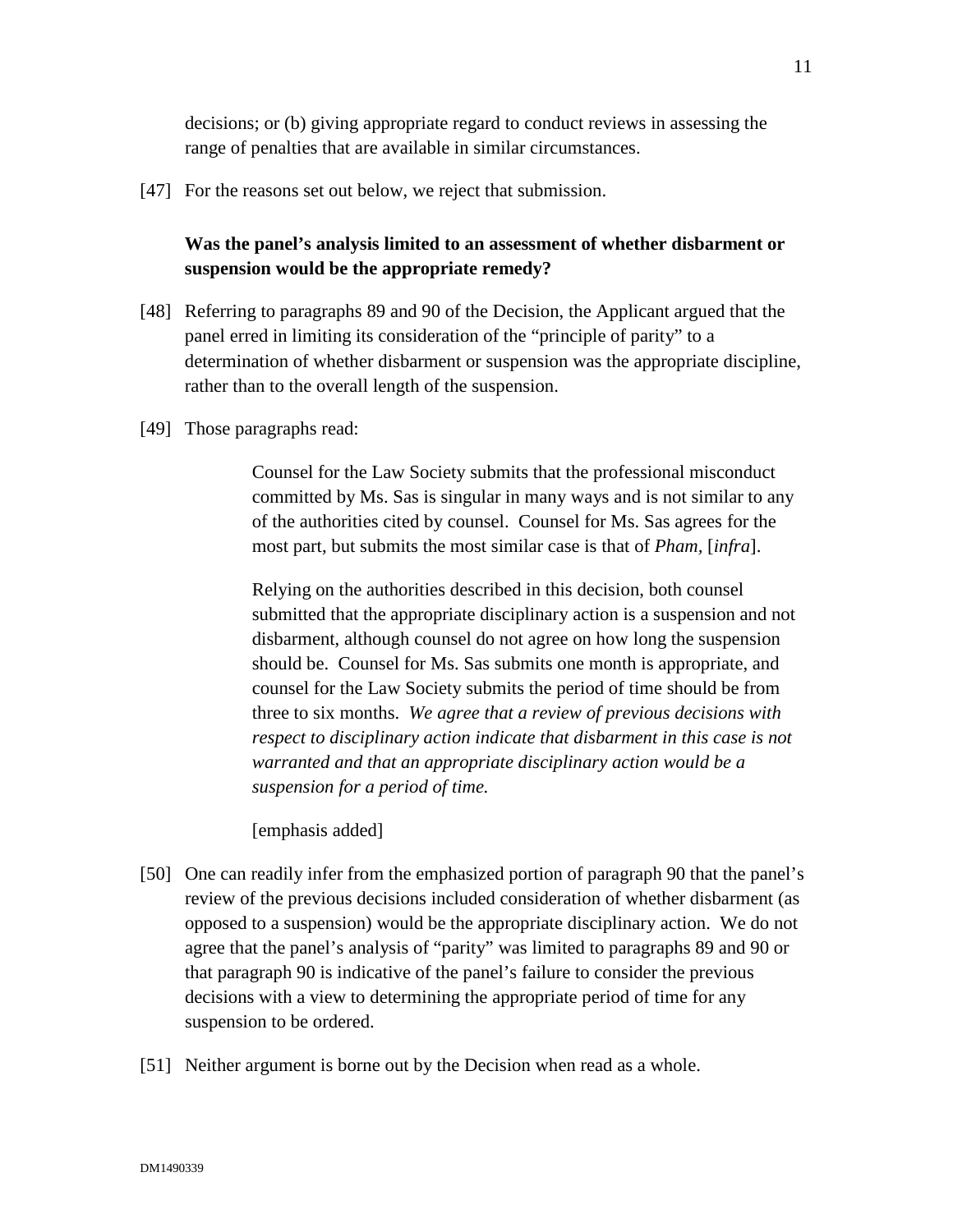decisions; or (b) giving appropriate regard to conduct reviews in assessing the range of penalties that are available in similar circumstances.

[47] For the reasons set out below, we reject that submission.

**Was the panel's analysis limited to an assessment of whether disbarment or suspension would be the appropriate remedy?**

[48] Referring to paragraphs 89 and 90 of the Decision, the Applicant argued that the panel erred in limiting its consideration of the "principle of parity" to a determination of whether disbarment or suspension was the appropriate discipline, rather than to the overall length of the suspension.

[49] Those paragraphs read:

> Counsel for the Law Society submits that the professional misconduct committed by Ms. Sas is singular in many ways and is not similar to any of the authorities cited by counsel. Counsel for Ms. Sas agrees for the most part, but submits the most similar case is that of *Pham*, [*infra*].
>
> Relying on the authorities described in this decision, both counsel submitted that the appropriate disciplinary action is a suspension and not disbarment, although counsel do not agree on how long the suspension should be. Counsel for Ms. Sas submits one month is appropriate, and counsel for the Law Society submits the period of time should be from three to six months. *We agree that a review of previous decisions with respect to disciplinary action indicate that disbarment in this case is not warranted and that an appropriate disciplinary action would be a suspension for a period of time.*
>
> [emphasis added]

[50] One can readily infer from the emphasized portion of paragraph 90 that the panel's review of the previous decisions included consideration of whether disbarment (as opposed to a suspension) would be the appropriate disciplinary action. We do not agree that the panel's analysis of "parity" was limited to paragraphs 89 and 90 or that paragraph 90 is indicative of the panel's failure to consider the previous decisions with a view to determining the appropriate period of time for any suspension to be ordered.

[51] Neither argument is borne out by the Decision when read as a whole.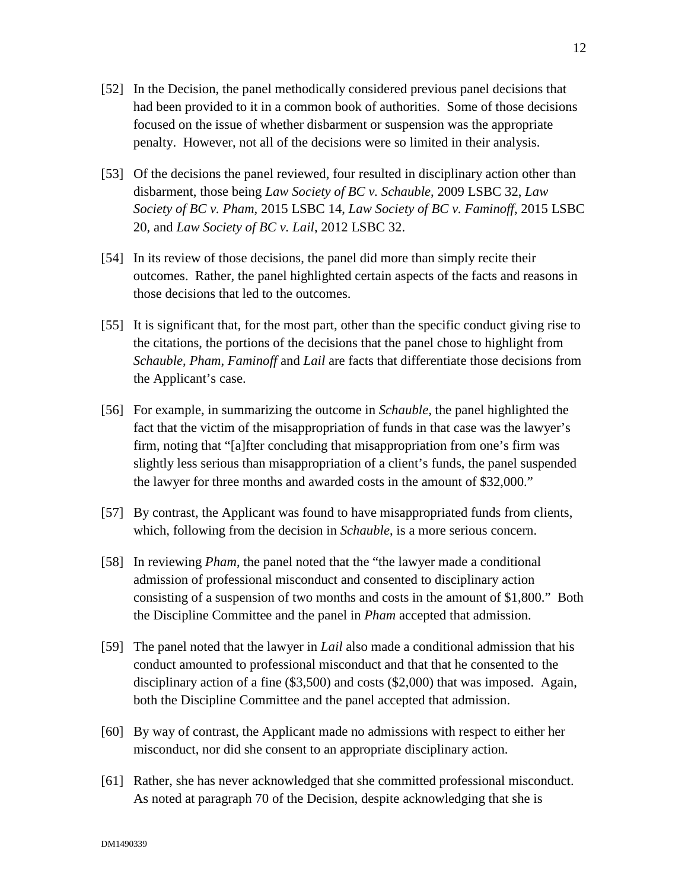[52] In the Decision, the panel methodically considered previous panel decisions that had been provided to it in a common book of authorities. Some of those decisions focused on the issue of whether disbarment or suspension was the appropriate penalty. However, not all of the decisions were so limited in their analysis.

[53] Of the decisions the panel reviewed, four resulted in disciplinary action other than disbarment, those being *Law Society of BC v. Schauble*, 2009 LSBC 32, *Law Society of BC v. Pham*, 2015 LSBC 14, *Law Society of BC v. Faminoff*, 2015 LSBC 20, and *Law Society of BC v. Lail*, 2012 LSBC 32.

[54] In its review of those decisions, the panel did more than simply recite their outcomes. Rather, the panel highlighted certain aspects of the facts and reasons in those decisions that led to the outcomes.

[55] It is significant that, for the most part, other than the specific conduct giving rise to the citations, the portions of the decisions that the panel chose to highlight from *Schauble*, *Pham*, *Faminoff* and *Lail* are facts that differentiate those decisions from the Applicant's case.

[56] For example, in summarizing the outcome in *Schauble*, the panel highlighted the fact that the victim of the misappropriation of funds in that case was the lawyer's firm, noting that "[a]fter concluding that misappropriation from one's firm was slightly less serious than misappropriation of a client's funds, the panel suspended the lawyer for three months and awarded costs in the amount of $32,000."

[57] By contrast, the Applicant was found to have misappropriated funds from clients, which, following from the decision in *Schauble*, is a more serious concern.

[58] In reviewing *Pham*, the panel noted that the "the lawyer made a conditional admission of professional misconduct and consented to disciplinary action consisting of a suspension of two months and costs in the amount of $1,800." Both the Discipline Committee and the panel in *Pham* accepted that admission.

[59] The panel noted that the lawyer in *Lail* also made a conditional admission that his conduct amounted to professional misconduct and that that he consented to the disciplinary action of a fine ($3,500) and costs ($2,000) that was imposed. Again, both the Discipline Committee and the panel accepted that admission.

[60] By way of contrast, the Applicant made no admissions with respect to either her misconduct, nor did she consent to an appropriate disciplinary action.

[61] Rather, she has never acknowledged that she committed professional misconduct. As noted at paragraph 70 of the Decision, despite acknowledging that she is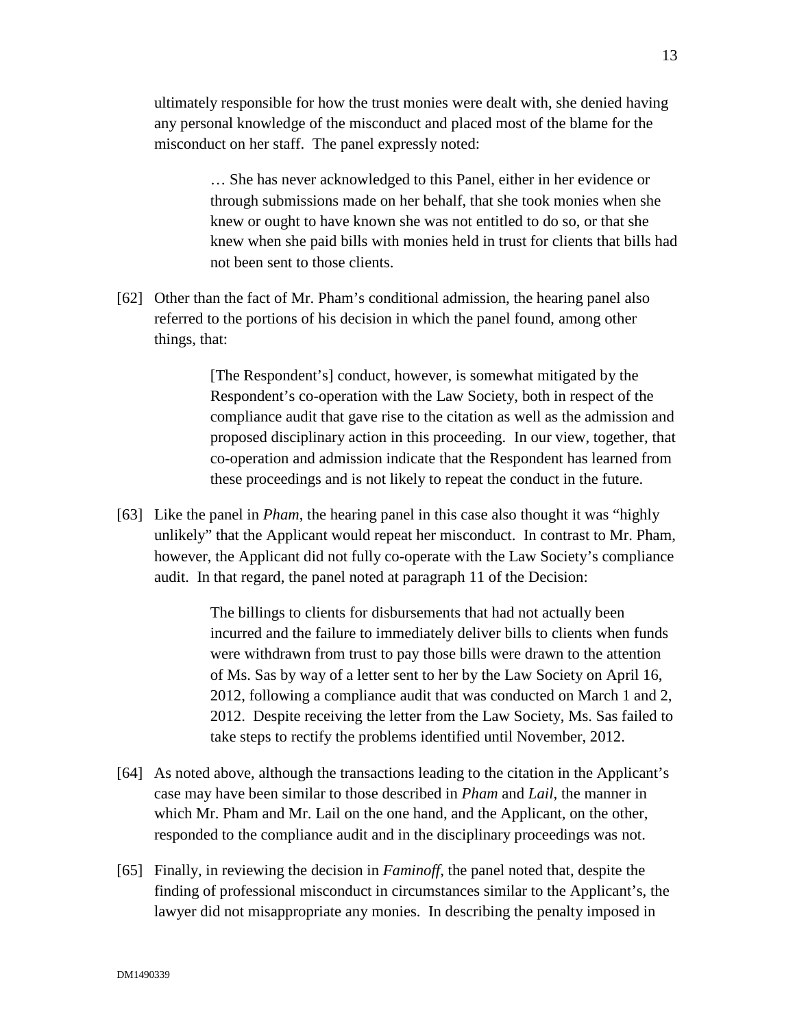ultimately responsible for how the trust monies were dealt with, she denied having any personal knowledge of the misconduct and placed most of the blame for the misconduct on her staff. The panel expressly noted:

> … She has never acknowledged to this Panel, either in her evidence or through submissions made on her behalf, that she took monies when she knew or ought to have known she was not entitled to do so, or that she knew when she paid bills with monies held in trust for clients that bills had not been sent to those clients.

[62] Other than the fact of Mr. Pham's conditional admission, the hearing panel also referred to the portions of his decision in which the panel found, among other things, that:

> [The Respondent's] conduct, however, is somewhat mitigated by the Respondent's co-operation with the Law Society, both in respect of the compliance audit that gave rise to the citation as well as the admission and proposed disciplinary action in this proceeding. In our view, together, that co-operation and admission indicate that the Respondent has learned from these proceedings and is not likely to repeat the conduct in the future.

[63] Like the panel in *Pham*, the hearing panel in this case also thought it was "highly unlikely" that the Applicant would repeat her misconduct. In contrast to Mr. Pham, however, the Applicant did not fully co-operate with the Law Society's compliance audit. In that regard, the panel noted at paragraph 11 of the Decision:

> The billings to clients for disbursements that had not actually been incurred and the failure to immediately deliver bills to clients when funds were withdrawn from trust to pay those bills were drawn to the attention of Ms. Sas by way of a letter sent to her by the Law Society on April 16, 2012, following a compliance audit that was conducted on March 1 and 2, 2012. Despite receiving the letter from the Law Society, Ms. Sas failed to take steps to rectify the problems identified until November, 2012.

[64] As noted above, although the transactions leading to the citation in the Applicant's case may have been similar to those described in *Pham* and *Lail*, the manner in which Mr. Pham and Mr. Lail on the one hand, and the Applicant, on the other, responded to the compliance audit and in the disciplinary proceedings was not.

[65] Finally, in reviewing the decision in *Faminoff*, the panel noted that, despite the finding of professional misconduct in circumstances similar to the Applicant's, the lawyer did not misappropriate any monies. In describing the penalty imposed in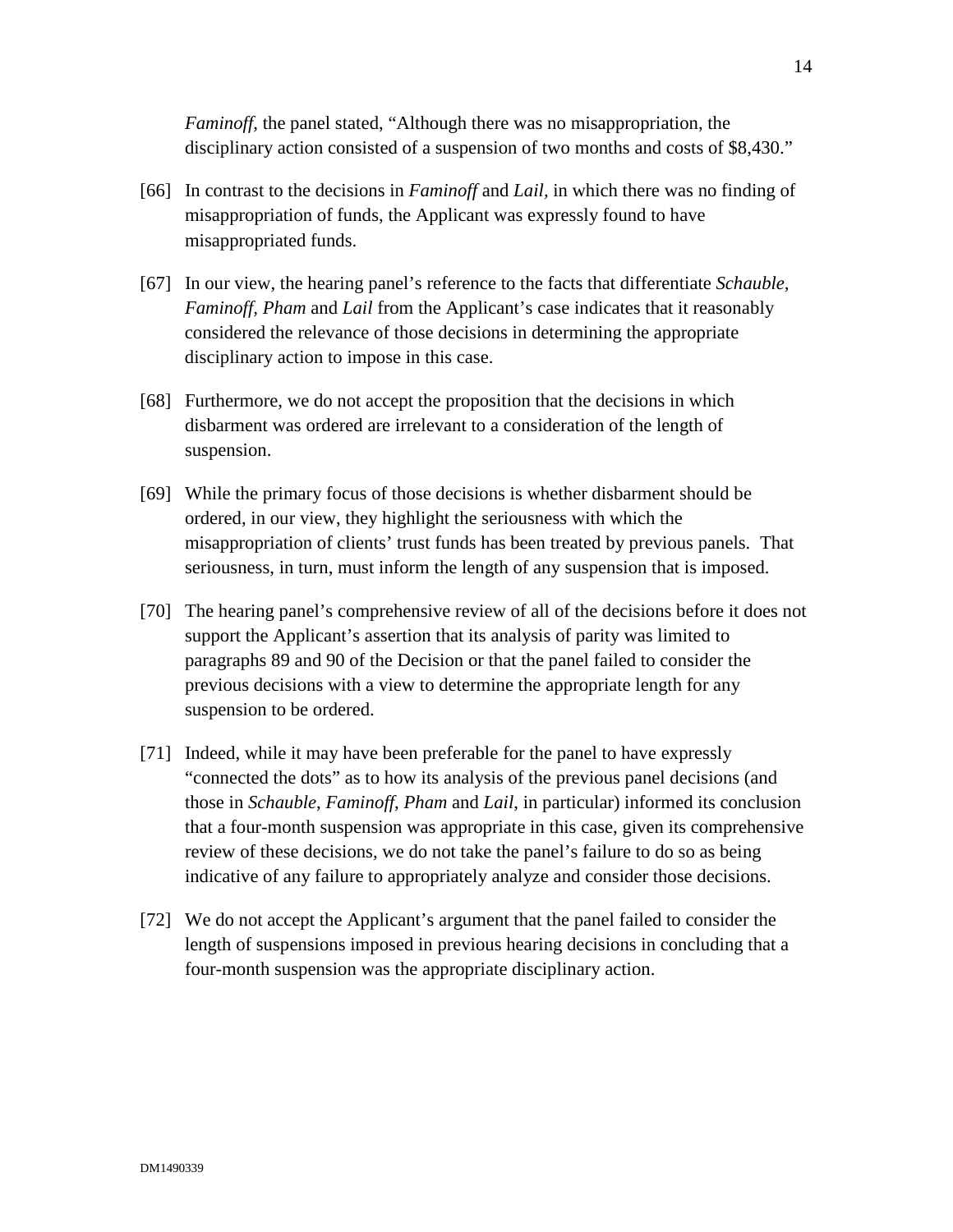*Faminoff*, the panel stated, "Although there was no misappropriation, the disciplinary action consisted of a suspension of two months and costs of $8,430."

[66] In contrast to the decisions in *Faminoff* and *Lail*, in which there was no finding of misappropriation of funds, the Applicant was expressly found to have misappropriated funds.

[67] In our view, the hearing panel's reference to the facts that differentiate *Schauble*, *Faminoff*, *Pham* and *Lail* from the Applicant's case indicates that it reasonably considered the relevance of those decisions in determining the appropriate disciplinary action to impose in this case.

[68] Furthermore, we do not accept the proposition that the decisions in which disbarment was ordered are irrelevant to a consideration of the length of suspension.

[69] While the primary focus of those decisions is whether disbarment should be ordered, in our view, they highlight the seriousness with which the misappropriation of clients' trust funds has been treated by previous panels. That seriousness, in turn, must inform the length of any suspension that is imposed.

[70] The hearing panel's comprehensive review of all of the decisions before it does not support the Applicant's assertion that its analysis of parity was limited to paragraphs 89 and 90 of the Decision or that the panel failed to consider the previous decisions with a view to determine the appropriate length for any suspension to be ordered.

[71] Indeed, while it may have been preferable for the panel to have expressly "connected the dots" as to how its analysis of the previous panel decisions (and those in *Schauble*, *Faminoff*, *Pham* and *Lail*, in particular) informed its conclusion that a four-month suspension was appropriate in this case, given its comprehensive review of these decisions, we do not take the panel's failure to do so as being indicative of any failure to appropriately analyze and consider those decisions.

[72] We do not accept the Applicant's argument that the panel failed to consider the length of suspensions imposed in previous hearing decisions in concluding that a four-month suspension was the appropriate disciplinary action.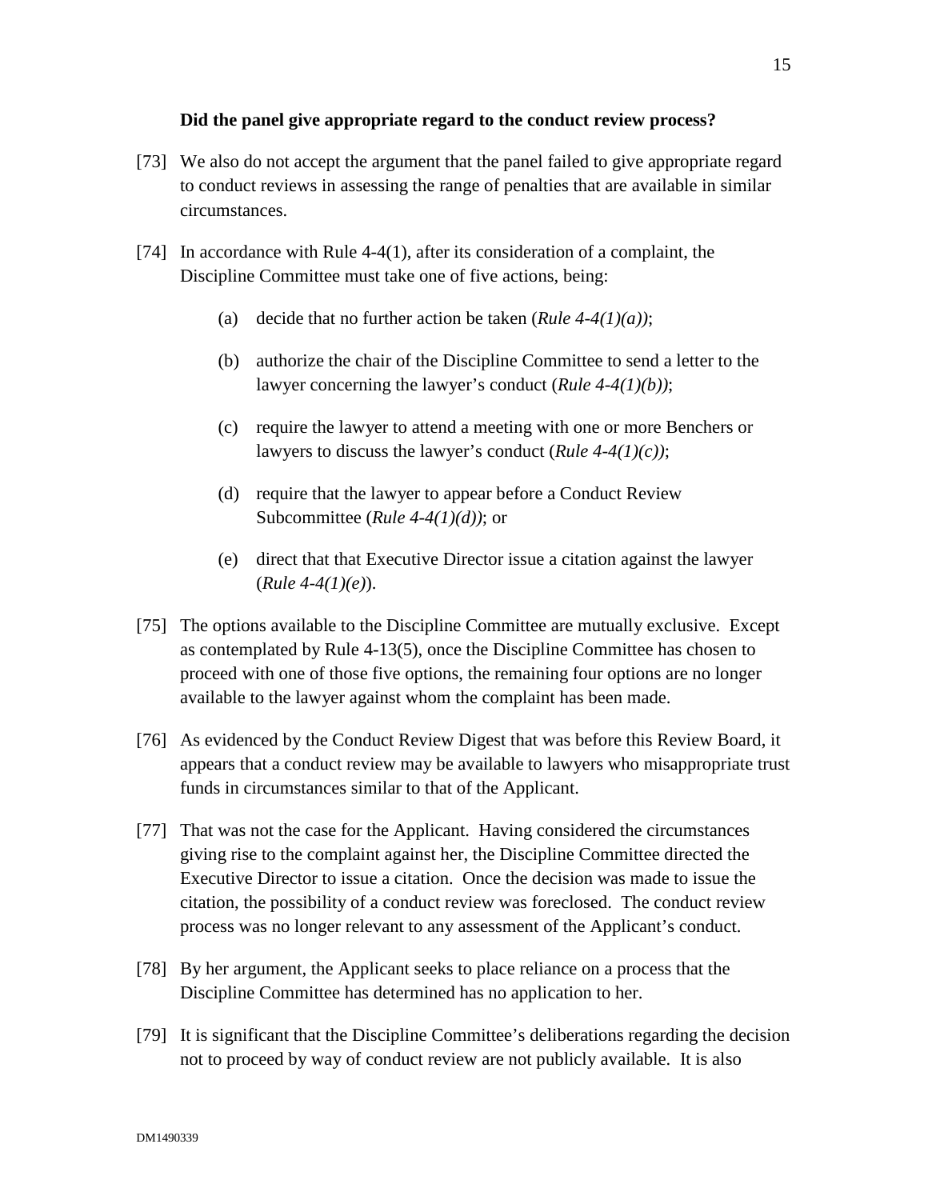**Did the panel give appropriate regard to the conduct review process?**

[73] We also do not accept the argument that the panel failed to give appropriate regard to conduct reviews in assessing the range of penalties that are available in similar circumstances.

[74] In accordance with Rule 4-4(1), after its consideration of a complaint, the Discipline Committee must take one of five actions, being:

(a) decide that no further action be taken (*Rule 4-4(1)(a))*;

(b) authorize the chair of the Discipline Committee to send a letter to the lawyer concerning the lawyer's conduct (*Rule 4-4(1)(b))*;

(c) require the lawyer to attend a meeting with one or more Benchers or lawyers to discuss the lawyer's conduct (*Rule 4-4(1)(c))*;

(d) require that the lawyer to appear before a Conduct Review Subcommittee (*Rule 4-4(1)(d))*; or

(e) direct that that Executive Director issue a citation against the lawyer (*Rule 4-4(1)(e)*).

[75] The options available to the Discipline Committee are mutually exclusive. Except as contemplated by Rule 4-13(5), once the Discipline Committee has chosen to proceed with one of those five options, the remaining four options are no longer available to the lawyer against whom the complaint has been made.

[76] As evidenced by the Conduct Review Digest that was before this Review Board, it appears that a conduct review may be available to lawyers who misappropriate trust funds in circumstances similar to that of the Applicant.

[77] That was not the case for the Applicant. Having considered the circumstances giving rise to the complaint against her, the Discipline Committee directed the Executive Director to issue a citation. Once the decision was made to issue the citation, the possibility of a conduct review was foreclosed. The conduct review process was no longer relevant to any assessment of the Applicant's conduct.

[78] By her argument, the Applicant seeks to place reliance on a process that the Discipline Committee has determined has no application to her.

[79] It is significant that the Discipline Committee's deliberations regarding the decision not to proceed by way of conduct review are not publicly available. It is also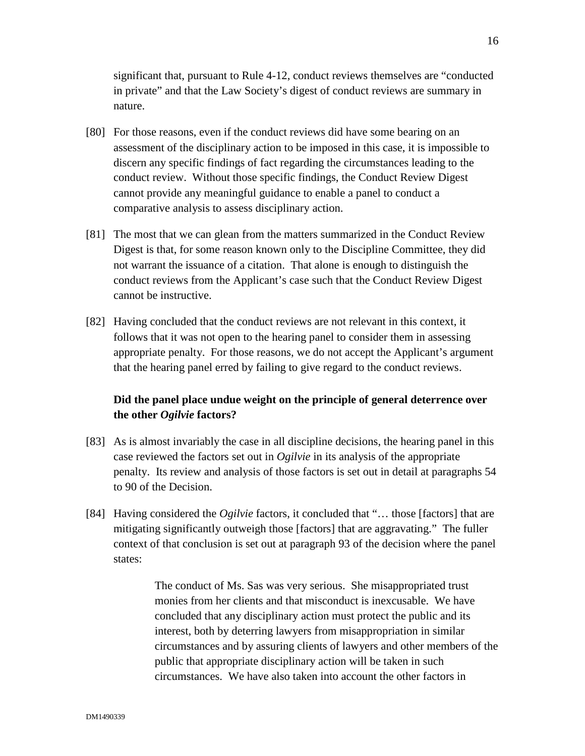significant that, pursuant to Rule 4-12, conduct reviews themselves are "conducted in private" and that the Law Society's digest of conduct reviews are summary in nature.

[80] For those reasons, even if the conduct reviews did have some bearing on an assessment of the disciplinary action to be imposed in this case, it is impossible to discern any specific findings of fact regarding the circumstances leading to the conduct review. Without those specific findings, the Conduct Review Digest cannot provide any meaningful guidance to enable a panel to conduct a comparative analysis to assess disciplinary action.

[81] The most that we can glean from the matters summarized in the Conduct Review Digest is that, for some reason known only to the Discipline Committee, they did not warrant the issuance of a citation. That alone is enough to distinguish the conduct reviews from the Applicant's case such that the Conduct Review Digest cannot be instructive.

[82] Having concluded that the conduct reviews are not relevant in this context, it follows that it was not open to the hearing panel to consider them in assessing appropriate penalty. For those reasons, we do not accept the Applicant's argument that the hearing panel erred by failing to give regard to the conduct reviews.

**Did the panel place undue weight on the principle of general deterrence over the other *Ogilvie* factors?**

[83] As is almost invariably the case in all discipline decisions, the hearing panel in this case reviewed the factors set out in *Ogilvie* in its analysis of the appropriate penalty. Its review and analysis of those factors is set out in detail at paragraphs 54 to 90 of the Decision.

[84] Having considered the *Ogilvie* factors, it concluded that "… those [factors] that are mitigating significantly outweigh those [factors] that are aggravating." The fuller context of that conclusion is set out at paragraph 93 of the decision where the panel states:

> The conduct of Ms. Sas was very serious. She misappropriated trust monies from her clients and that misconduct is inexcusable. We have concluded that any disciplinary action must protect the public and its interest, both by deterring lawyers from misappropriation in similar circumstances and by assuring clients of lawyers and other members of the public that appropriate disciplinary action will be taken in such circumstances. We have also taken into account the other factors in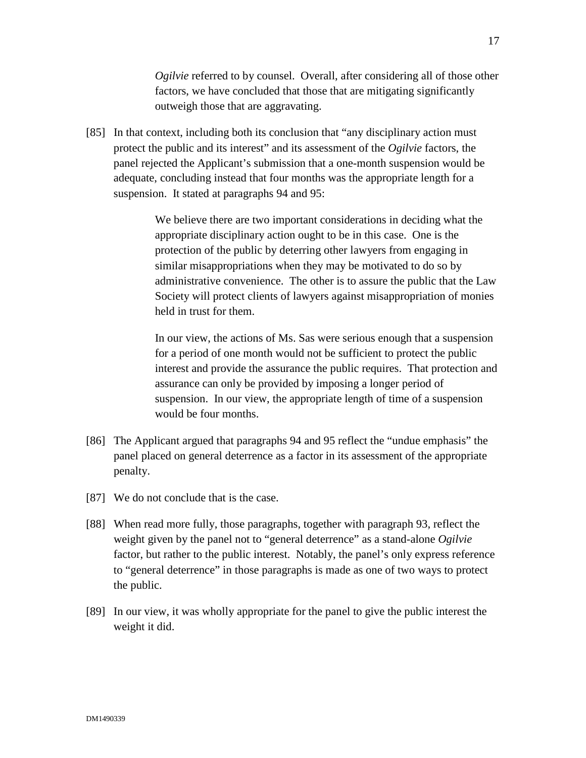> *Ogilvie* referred to by counsel. Overall, after considering all of those other factors, we have concluded that those that are mitigating significantly outweigh those that are aggravating.

[85] In that context, including both its conclusion that "any disciplinary action must protect the public and its interest" and its assessment of the *Ogilvie* factors, the panel rejected the Applicant's submission that a one-month suspension would be adequate, concluding instead that four months was the appropriate length for a suspension. It stated at paragraphs 94 and 95:

> We believe there are two important considerations in deciding what the appropriate disciplinary action ought to be in this case. One is the protection of the public by deterring other lawyers from engaging in similar misappropriations when they may be motivated to do so by administrative convenience. The other is to assure the public that the Law Society will protect clients of lawyers against misappropriation of monies held in trust for them.
>
> In our view, the actions of Ms. Sas were serious enough that a suspension for a period of one month would not be sufficient to protect the public interest and provide the assurance the public requires. That protection and assurance can only be provided by imposing a longer period of suspension. In our view, the appropriate length of time of a suspension would be four months.

[86] The Applicant argued that paragraphs 94 and 95 reflect the "undue emphasis" the panel placed on general deterrence as a factor in its assessment of the appropriate penalty.

[87] We do not conclude that is the case.

[88] When read more fully, those paragraphs, together with paragraph 93, reflect the weight given by the panel not to "general deterrence" as a stand-alone *Ogilvie* factor, but rather to the public interest. Notably, the panel's only express reference to "general deterrence" in those paragraphs is made as one of two ways to protect the public.

[89] In our view, it was wholly appropriate for the panel to give the public interest the weight it did.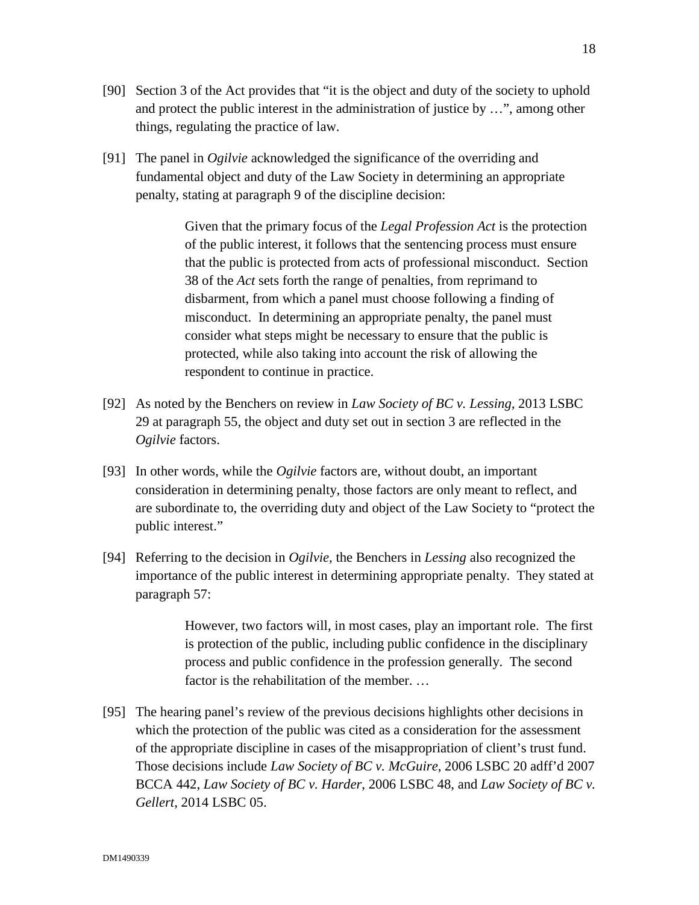[90] Section 3 of the Act provides that "it is the object and duty of the society to uphold and protect the public interest in the administration of justice by …", among other things, regulating the practice of law.

[91] The panel in *Ogilvie* acknowledged the significance of the overriding and fundamental object and duty of the Law Society in determining an appropriate penalty, stating at paragraph 9 of the discipline decision:

> Given that the primary focus of the *Legal Profession Act* is the protection of the public interest, it follows that the sentencing process must ensure that the public is protected from acts of professional misconduct. Section 38 of the *Act* sets forth the range of penalties, from reprimand to disbarment, from which a panel must choose following a finding of misconduct. In determining an appropriate penalty, the panel must consider what steps might be necessary to ensure that the public is protected, while also taking into account the risk of allowing the respondent to continue in practice.

[92] As noted by the Benchers on review in *Law Society of BC v. Lessing*, 2013 LSBC 29 at paragraph 55, the object and duty set out in section 3 are reflected in the *Ogilvie* factors.

[93] In other words, while the *Ogilvie* factors are, without doubt, an important consideration in determining penalty, those factors are only meant to reflect, and are subordinate to, the overriding duty and object of the Law Society to "protect the public interest."

[94] Referring to the decision in *Ogilvie*, the Benchers in *Lessing* also recognized the importance of the public interest in determining appropriate penalty. They stated at paragraph 57:

> However, two factors will, in most cases, play an important role. The first is protection of the public, including public confidence in the disciplinary process and public confidence in the profession generally. The second factor is the rehabilitation of the member. …

[95] The hearing panel's review of the previous decisions highlights other decisions in which the protection of the public was cited as a consideration for the assessment of the appropriate discipline in cases of the misappropriation of client's trust fund. Those decisions include *Law Society of BC v. McGuire*, 2006 LSBC 20 adff'd 2007 BCCA 442, *Law Society of BC v. Harder*, 2006 LSBC 48, and *Law Society of BC v. Gellert*, 2014 LSBC 05.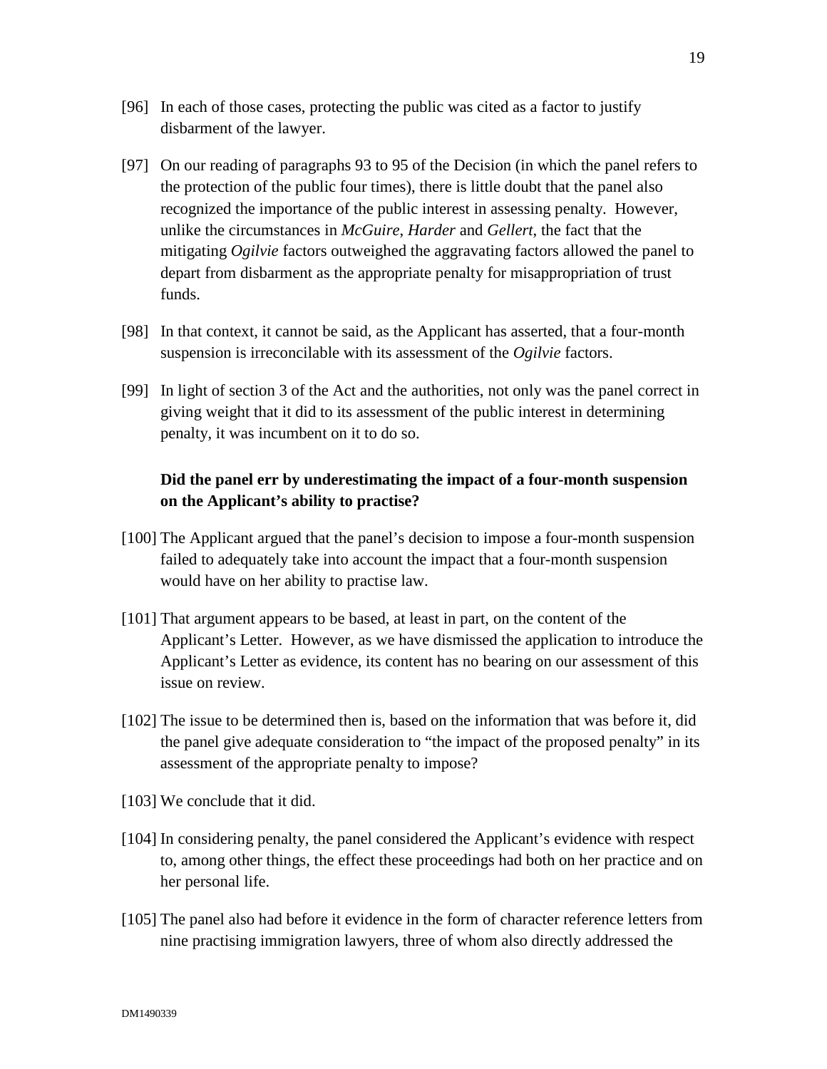[96] In each of those cases, protecting the public was cited as a factor to justify disbarment of the lawyer.

[97] On our reading of paragraphs 93 to 95 of the Decision (in which the panel refers to the protection of the public four times), there is little doubt that the panel also recognized the importance of the public interest in assessing penalty. However, unlike the circumstances in *McGuire*, *Harder* and *Gellert*, the fact that the mitigating *Ogilvie* factors outweighed the aggravating factors allowed the panel to depart from disbarment as the appropriate penalty for misappropriation of trust funds.

[98] In that context, it cannot be said, as the Applicant has asserted, that a four-month suspension is irreconcilable with its assessment of the *Ogilvie* factors.

[99] In light of section 3 of the Act and the authorities, not only was the panel correct in giving weight that it did to its assessment of the public interest in determining penalty, it was incumbent on it to do so.

**Did the panel err by underestimating the impact of a four-month suspension on the Applicant's ability to practise?**

[100] The Applicant argued that the panel's decision to impose a four-month suspension failed to adequately take into account the impact that a four-month suspension would have on her ability to practise law.

[101] That argument appears to be based, at least in part, on the content of the Applicant's Letter. However, as we have dismissed the application to introduce the Applicant's Letter as evidence, its content has no bearing on our assessment of this issue on review.

[102] The issue to be determined then is, based on the information that was before it, did the panel give adequate consideration to "the impact of the proposed penalty" in its assessment of the appropriate penalty to impose?

[103] We conclude that it did.

[104] In considering penalty, the panel considered the Applicant's evidence with respect to, among other things, the effect these proceedings had both on her practice and on her personal life.

[105] The panel also had before it evidence in the form of character reference letters from nine practising immigration lawyers, three of whom also directly addressed the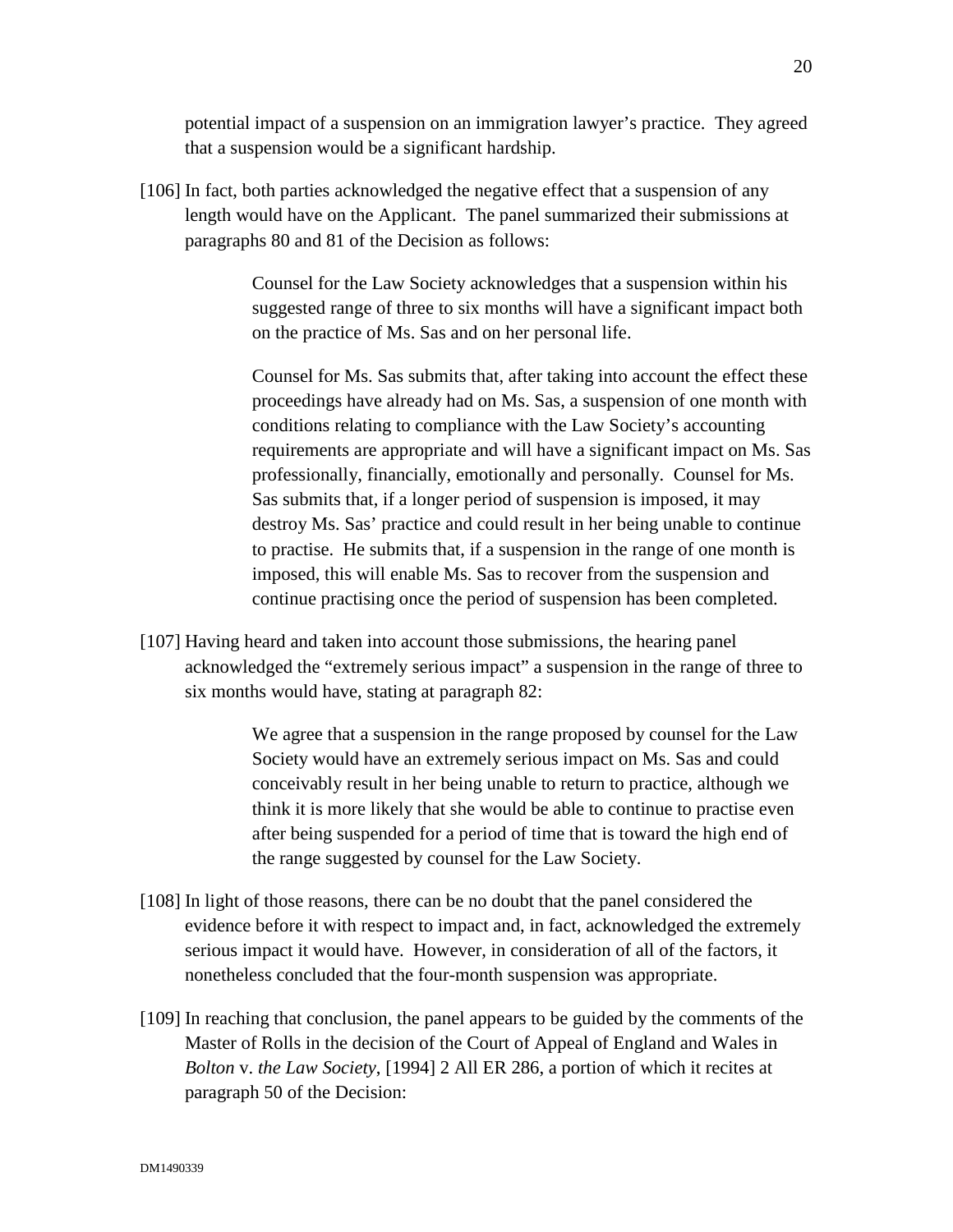potential impact of a suspension on an immigration lawyer's practice. They agreed that a suspension would be a significant hardship.

[106] In fact, both parties acknowledged the negative effect that a suspension of any length would have on the Applicant. The panel summarized their submissions at paragraphs 80 and 81 of the Decision as follows:

> Counsel for the Law Society acknowledges that a suspension within his suggested range of three to six months will have a significant impact both on the practice of Ms. Sas and on her personal life.
>
> Counsel for Ms. Sas submits that, after taking into account the effect these proceedings have already had on Ms. Sas, a suspension of one month with conditions relating to compliance with the Law Society's accounting requirements are appropriate and will have a significant impact on Ms. Sas professionally, financially, emotionally and personally. Counsel for Ms. Sas submits that, if a longer period of suspension is imposed, it may destroy Ms. Sas' practice and could result in her being unable to continue to practise. He submits that, if a suspension in the range of one month is imposed, this will enable Ms. Sas to recover from the suspension and continue practising once the period of suspension has been completed.

[107] Having heard and taken into account those submissions, the hearing panel acknowledged the "extremely serious impact" a suspension in the range of three to six months would have, stating at paragraph 82:

> We agree that a suspension in the range proposed by counsel for the Law Society would have an extremely serious impact on Ms. Sas and could conceivably result in her being unable to return to practice, although we think it is more likely that she would be able to continue to practise even after being suspended for a period of time that is toward the high end of the range suggested by counsel for the Law Society.

[108] In light of those reasons, there can be no doubt that the panel considered the evidence before it with respect to impact and, in fact, acknowledged the extremely serious impact it would have. However, in consideration of all of the factors, it nonetheless concluded that the four-month suspension was appropriate.

[109] In reaching that conclusion, the panel appears to be guided by the comments of the Master of Rolls in the decision of the Court of Appeal of England and Wales in *Bolton* v. *the Law Society*, [1994] 2 All ER 286, a portion of which it recites at paragraph 50 of the Decision: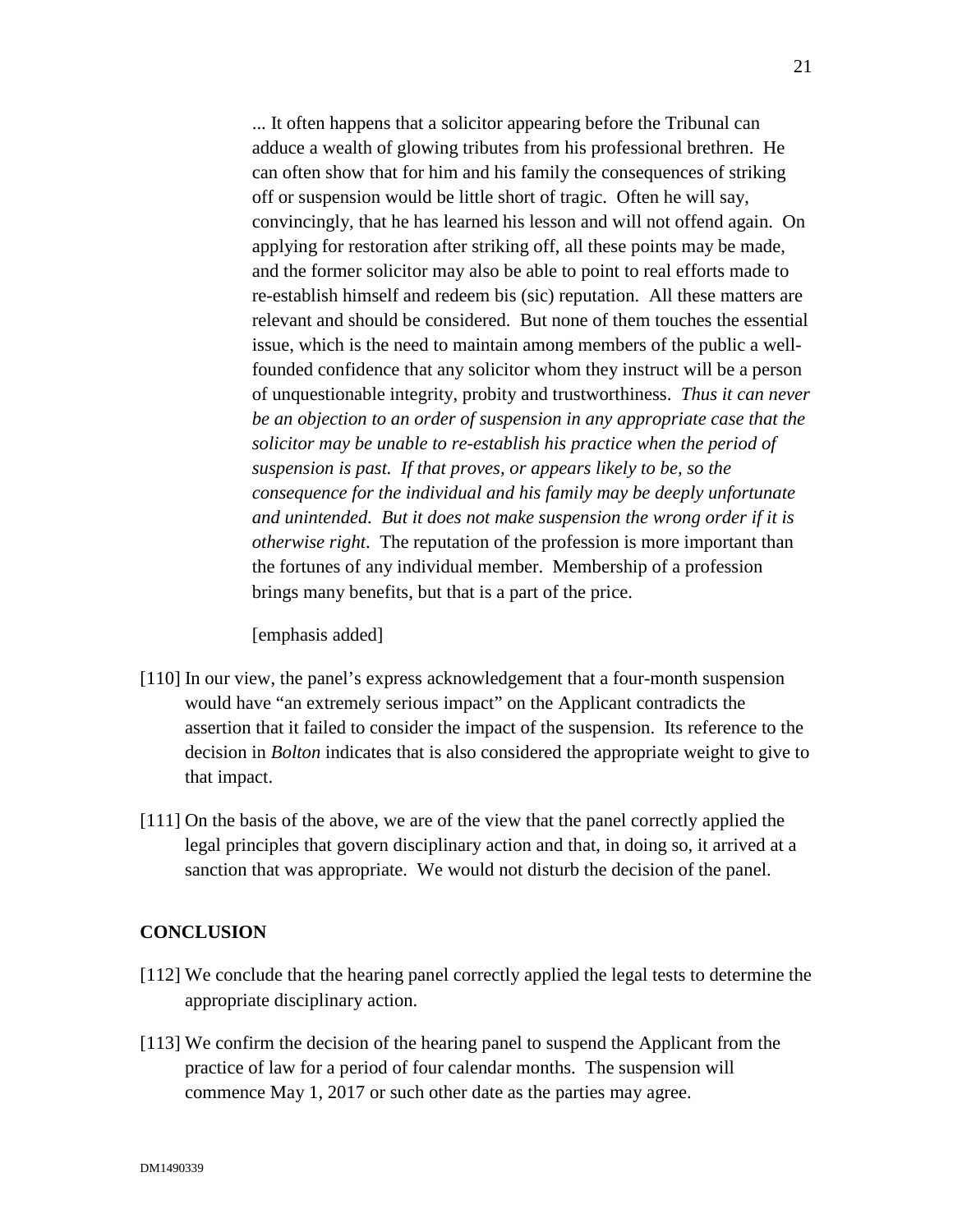> ... It often happens that a solicitor appearing before the Tribunal can adduce a wealth of glowing tributes from his professional brethren. He can often show that for him and his family the consequences of striking off or suspension would be little short of tragic. Often he will say, convincingly, that he has learned his lesson and will not offend again. On applying for restoration after striking off, all these points may be made, and the former solicitor may also be able to point to real efforts made to re-establish himself and redeem bis (sic) reputation. All these matters are relevant and should be considered. But none of them touches the essential issue, which is the need to maintain among members of the public a well-founded confidence that any solicitor whom they instruct will be a person of unquestionable integrity, probity and trustworthiness. *Thus it can never be an objection to an order of suspension in any appropriate case that the solicitor may be unable to re-establish his practice when the period of suspension is past. If that proves, or appears likely to be, so the consequence for the individual and his family may be deeply unfortunate and unintended. But it does not make suspension the wrong order if it is otherwise right*. The reputation of the profession is more important than the fortunes of any individual member. Membership of a profession brings many benefits, but that is a part of the price.
>
> [emphasis added]

[110] In our view, the panel's express acknowledgement that a four-month suspension would have "an extremely serious impact" on the Applicant contradicts the assertion that it failed to consider the impact of the suspension. Its reference to the decision in *Bolton* indicates that is also considered the appropriate weight to give to that impact.

[111] On the basis of the above, we are of the view that the panel correctly applied the legal principles that govern disciplinary action and that, in doing so, it arrived at a sanction that was appropriate. We would not disturb the decision of the panel.

**CONCLUSION**

[112] We conclude that the hearing panel correctly applied the legal tests to determine the appropriate disciplinary action.

[113] We confirm the decision of the hearing panel to suspend the Applicant from the practice of law for a period of four calendar months. The suspension will commence May 1, 2017 or such other date as the parties may agree.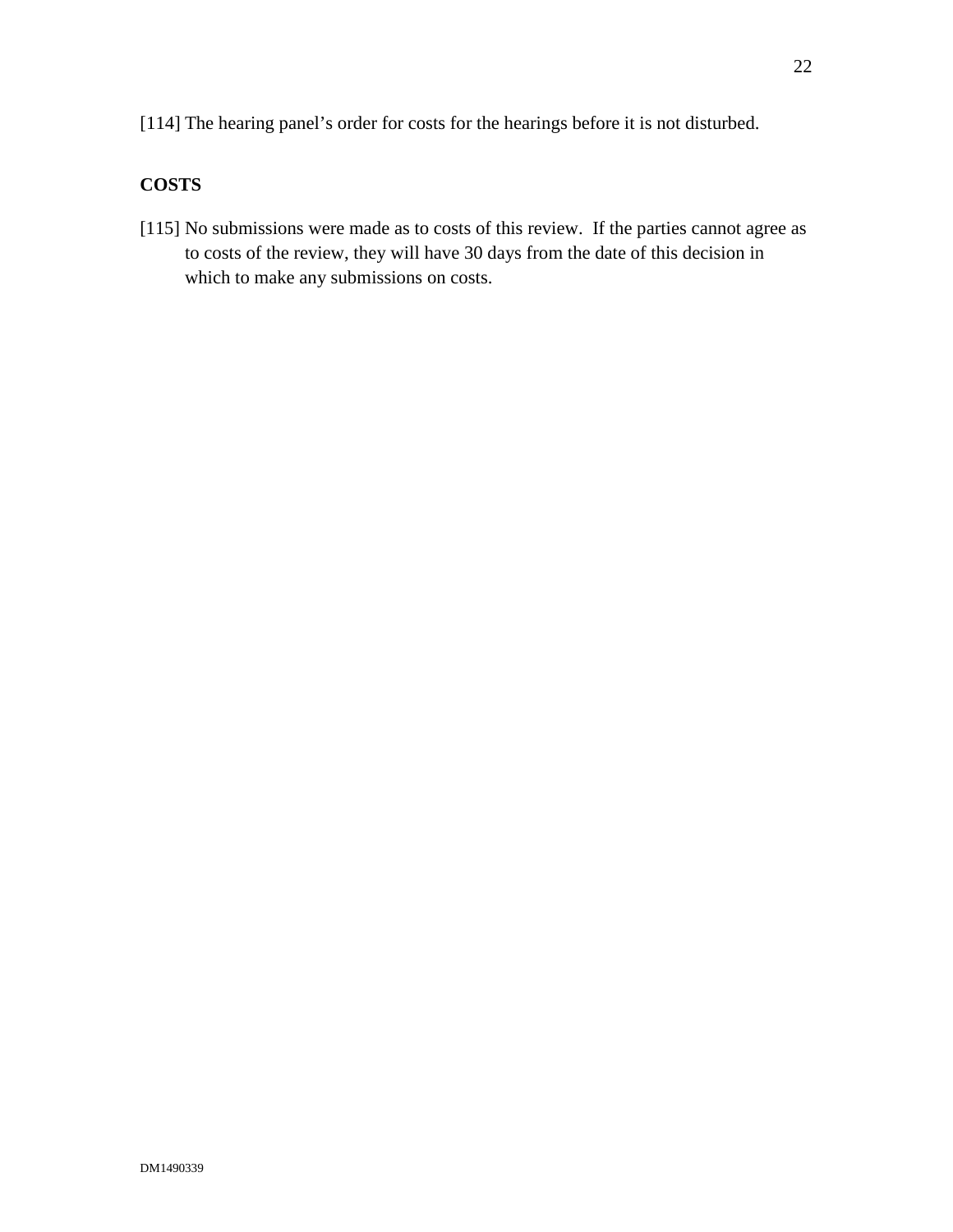[114] The hearing panel's order for costs for the hearings before it is not disturbed.

**COSTS**

[115] No submissions were made as to costs of this review. If the parties cannot agree as to costs of the review, they will have 30 days from the date of this decision in which to make any submissions on costs.

DM1490339